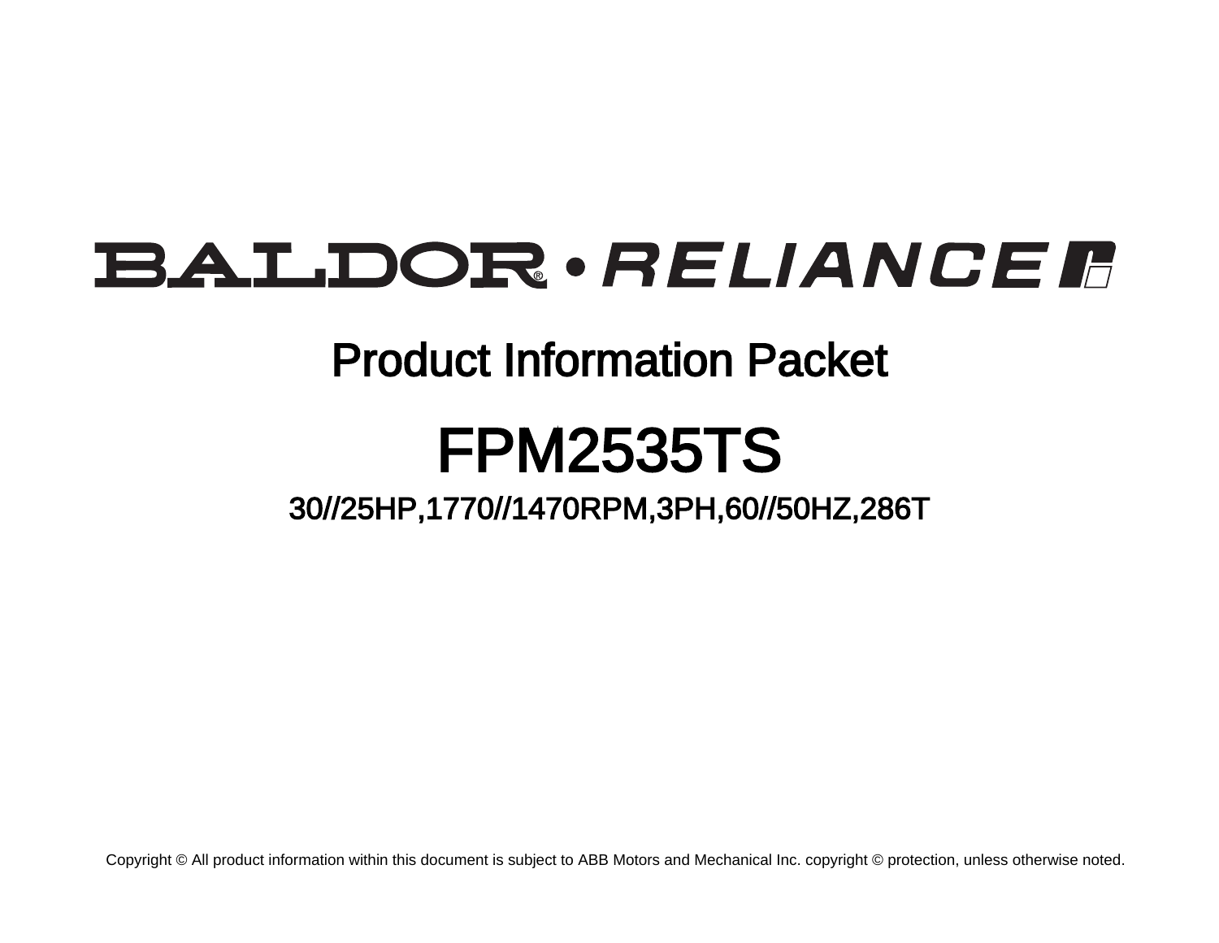BALDOR • RELIANCE

# Product Information Packet

# FPM2535TS

## 30//25HP,1770//1470RPM,3PH,60//50HZ,286T

Copyright © All product information within this document is subject to ABB Motors and Mechanical Inc. copyright © protection, unless otherwise noted.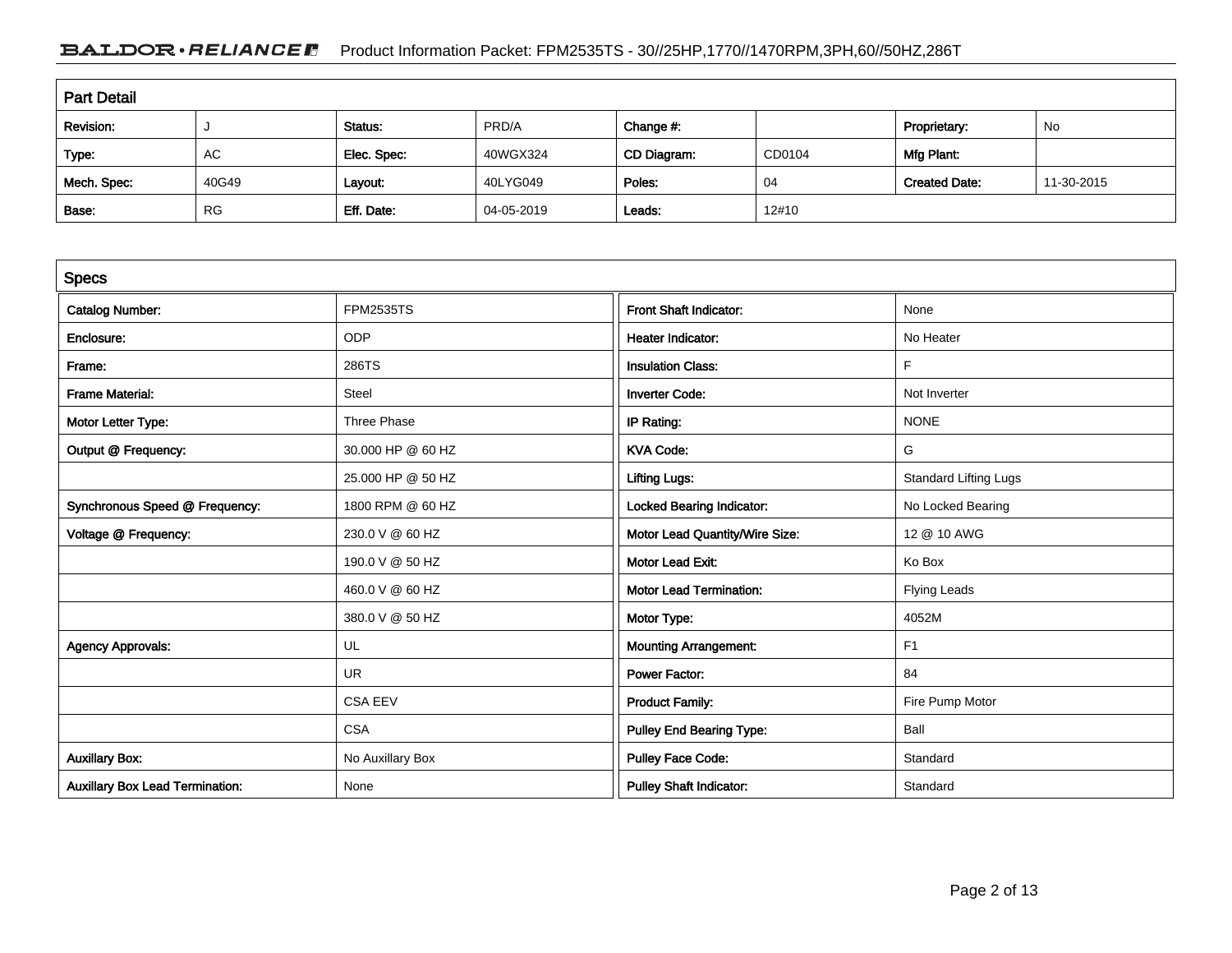## Part Detail

| Revision: | J | Status: | PRD/A | Change #: | | Proprietary: | No |
|---|---|---|---|---|---|---|---|
| Type: | AC | Elec. Spec: | 40WGX324 | CD Diagram: | CD0104 | Mfg Plant: | |
| Mech. Spec: | 40G49 | Layout: | 40LYG049 | Poles: | 04 | Created Date: | 11-30-2015 |
| Base: | RG | Eff. Date: | 04-05-2019 | Leads: | 12#10 | | |

## Specs

| | | | |
|---|---|---|---|
| Catalog Number: | FPM2535TS | Front Shaft Indicator: | None |
| Enclosure: | ODP | Heater Indicator: | No Heater |
| Frame: | 286TS | Insulation Class: | F |
| Frame Material: | Steel | Inverter Code: | Not Inverter |
| Motor Letter Type: | Three Phase | IP Rating: | NONE |
| Output @ Frequency: | 30.000 HP @ 60 HZ | KVA Code: | G |
| | 25.000 HP @ 50 HZ | Lifting Lugs: | Standard Lifting Lugs |
| Synchronous Speed @ Frequency: | 1800 RPM @ 60 HZ | Locked Bearing Indicator: | No Locked Bearing |
| Voltage @ Frequency: | 230.0 V @ 60 HZ | Motor Lead Quantity/Wire Size: | 12 @ 10 AWG |
| | 190.0 V @ 50 HZ | Motor Lead Exit: | Ko Box |
| | 460.0 V @ 60 HZ | Motor Lead Termination: | Flying Leads |
| | 380.0 V @ 50 HZ | Motor Type: | 4052M |
| Agency Approvals: | UL | Mounting Arrangement: | F1 |
| | UR | Power Factor: | 84 |
| | CSA EEV | Product Family: | Fire Pump Motor |
| | CSA | Pulley End Bearing Type: | Ball |
| Auxillary Box: | No Auxillary Box | Pulley Face Code: | Standard |
| Auxillary Box Lead Termination: | None | Pulley Shaft Indicator: | Standard |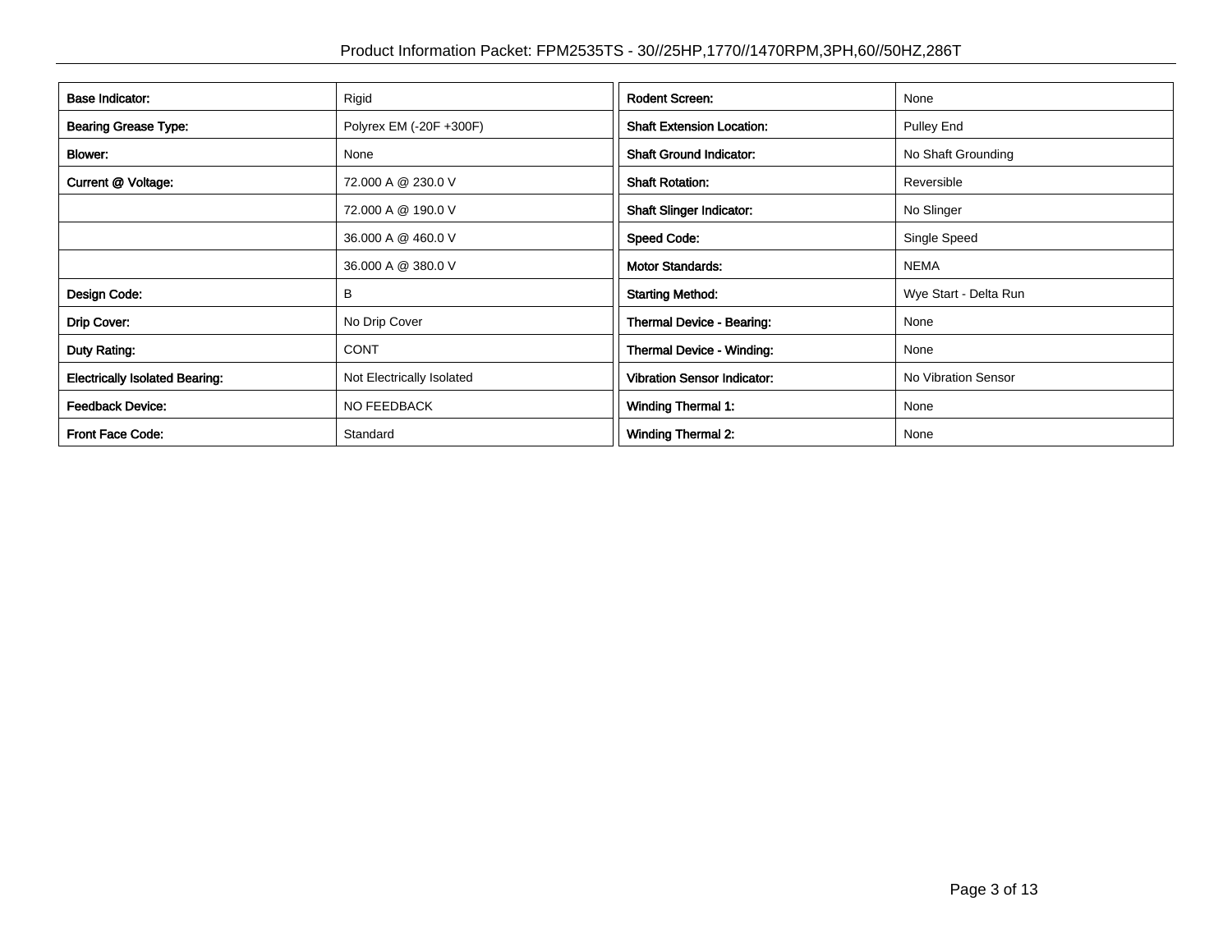| Base Indicator: | Rigid | Rodent Screen: | None |
|---|---|---|---|
| Bearing Grease Type: | Polyrex EM (-20F +300F) | Shaft Extension Location: | Pulley End |
| Blower: | None | Shaft Ground Indicator: | No Shaft Grounding |
| Current @ Voltage: | 72.000 A @ 230.0 V | Shaft Rotation: | Reversible |
| | 72.000 A @ 190.0 V | Shaft Slinger Indicator: | No Slinger |
| | 36.000 A @ 460.0 V | Speed Code: | Single Speed |
| | 36.000 A @ 380.0 V | Motor Standards: | NEMA |
| Design Code: | B | Starting Method: | Wye Start - Delta Run |
| Drip Cover: | No Drip Cover | Thermal Device - Bearing: | None |
| Duty Rating: | CONT | Thermal Device - Winding: | None |
| Electrically Isolated Bearing: | Not Electrically Isolated | Vibration Sensor Indicator: | No Vibration Sensor |
| Feedback Device: | NO FEEDBACK | Winding Thermal 1: | None |
| Front Face Code: | Standard | Winding Thermal 2: | None |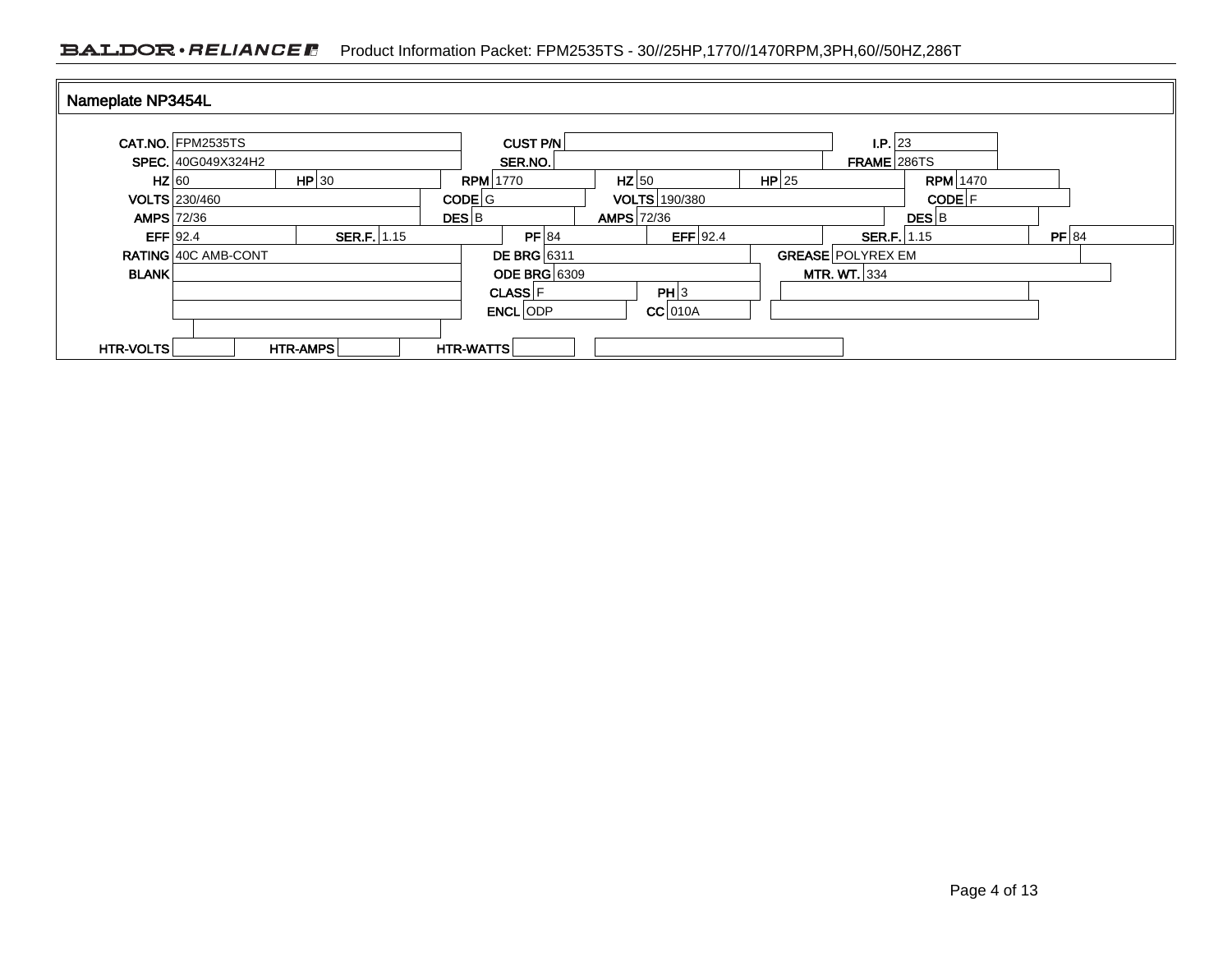## Nameplate NP3454L

| Field | Value | Field | Value | Field | Value |
| --- | --- | --- | --- | --- | --- |
| CAT.NO. | FPM2535TS | CUST P/N | | I.P. | 23 |
| SPEC. | 40G049X324H2 | SER.NO. | | FRAME | 286TS |

| Field | Value | Field | Value | Field | Value | Field | Value | Field | Value | Field | Value |
| --- | --- | --- | --- | --- | --- | --- | --- | --- | --- | --- | --- |
| HZ | 60 | HP | 30 | RPM | 1770 | HZ | 50 | HP | 25 | RPM | 1470 |
| VOLTS | 230/460 | | | CODE | G | VOLTS | 190/380 | | | CODE | F |
| AMPS | 72/36 | | | DES | B | AMPS | 72/36 | | | DES | B |
| EFF | 92.4 | SER.F. | 1.15 | PF | 84 | EFF | 92.4 | SER.F. | 1.15 | PF | 84 |

| Field | Value | Field | Value | Field | Value | Field | Value |
| --- | --- | --- | --- | --- | --- | --- | --- |
| RATING | 40C AMB-CONT | DE BRG | 6311 | | | GREASE | POLYREX EM |
| BLANK | | ODE BRG | 6309 | | | MTR. WT. | 334 |
| | | CLASS | F | PH | 3 | | |
| | | ENCL | ODP | CC | 010A | | |

| Field | Value | Field | Value | Field | Value |
| --- | --- | --- | --- | --- | --- |
| HTR-VOLTS | | HTR-AMPS | | HTR-WATTS | |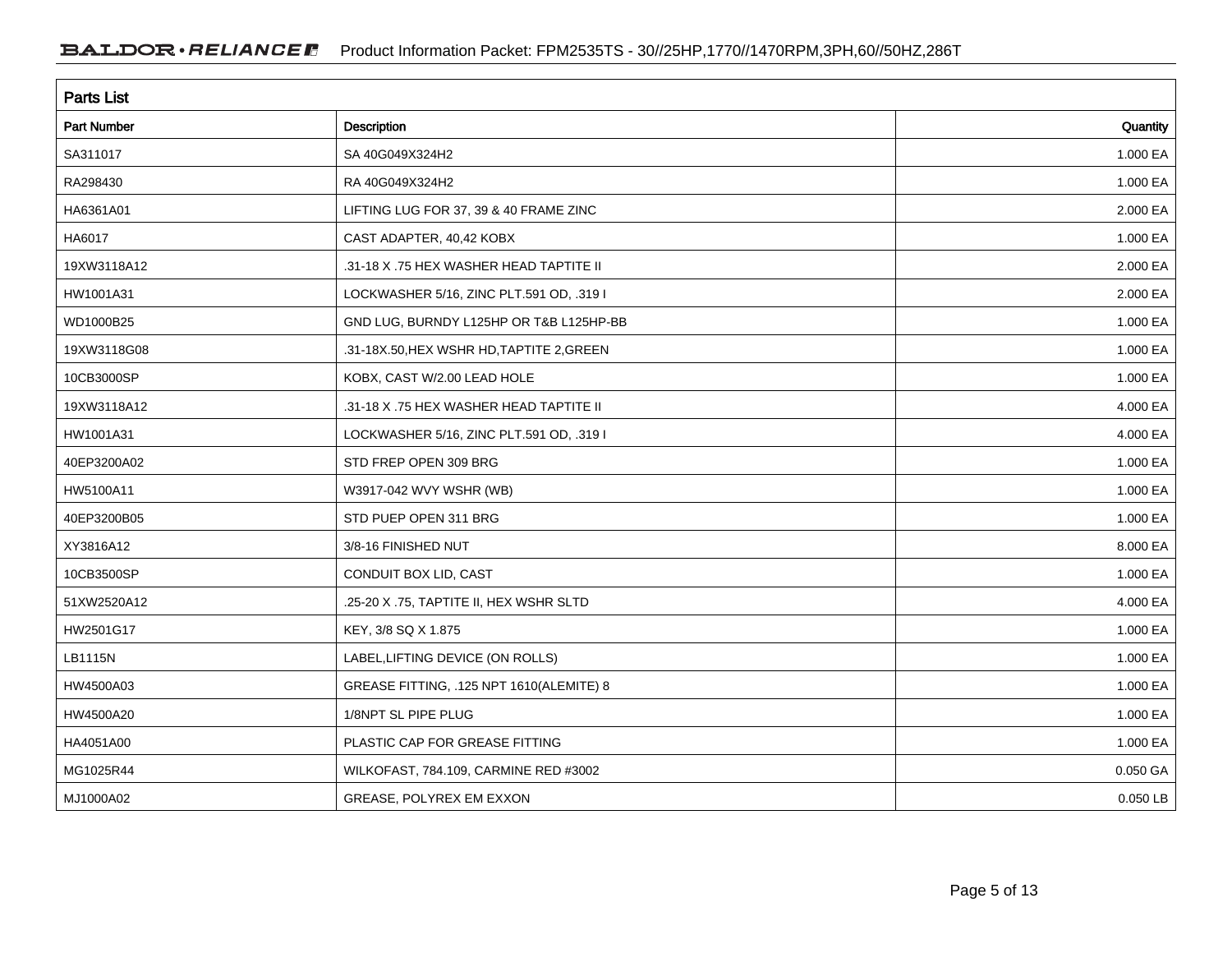## Parts List

| Part Number | Description | Quantity |
|---|---|---|
| SA311017 | SA 40G049X324H2 | 1.000 EA |
| RA298430 | RA 40G049X324H2 | 1.000 EA |
| HA6361A01 | LIFTING LUG FOR 37, 39 & 40 FRAME ZINC | 2.000 EA |
| HA6017 | CAST ADAPTER, 40,42 KOBX | 1.000 EA |
| 19XW3118A12 | .31-18 X .75 HEX WASHER HEAD TAPTITE II | 2.000 EA |
| HW1001A31 | LOCKWASHER 5/16, ZINC PLT.591 OD, .319 I | 2.000 EA |
| WD1000B25 | GND LUG, BURNDY L125HP OR T&B L125HP-BB | 1.000 EA |
| 19XW3118G08 | .31-18X.50,HEX WSHR HD,TAPTITE 2,GREEN | 1.000 EA |
| 10CB3000SP | KOBX, CAST W/2.00 LEAD HOLE | 1.000 EA |
| 19XW3118A12 | .31-18 X .75 HEX WASHER HEAD TAPTITE II | 4.000 EA |
| HW1001A31 | LOCKWASHER 5/16, ZINC PLT.591 OD, .319 I | 4.000 EA |
| 40EP3200A02 | STD FREP OPEN 309 BRG | 1.000 EA |
| HW5100A11 | W3917-042 WVY WSHR (WB) | 1.000 EA |
| 40EP3200B05 | STD PUEP OPEN 311 BRG | 1.000 EA |
| XY3816A12 | 3/8-16 FINISHED NUT | 8.000 EA |
| 10CB3500SP | CONDUIT BOX LID, CAST | 1.000 EA |
| 51XW2520A12 | .25-20 X .75, TAPTITE II, HEX WSHR SLTD | 4.000 EA |
| HW2501G17 | KEY, 3/8 SQ X 1.875 | 1.000 EA |
| LB1115N | LABEL,LIFTING DEVICE (ON ROLLS) | 1.000 EA |
| HW4500A03 | GREASE FITTING, .125 NPT 1610(ALEMITE) 8 | 1.000 EA |
| HW4500A20 | 1/8NPT SL PIPE PLUG | 1.000 EA |
| HA4051A00 | PLASTIC CAP FOR GREASE FITTING | 1.000 EA |
| MG1025R44 | WILKOFAST, 784.109, CARMINE RED #3002 | 0.050 GA |
| MJ1000A02 | GREASE, POLYREX EM EXXON | 0.050 LB |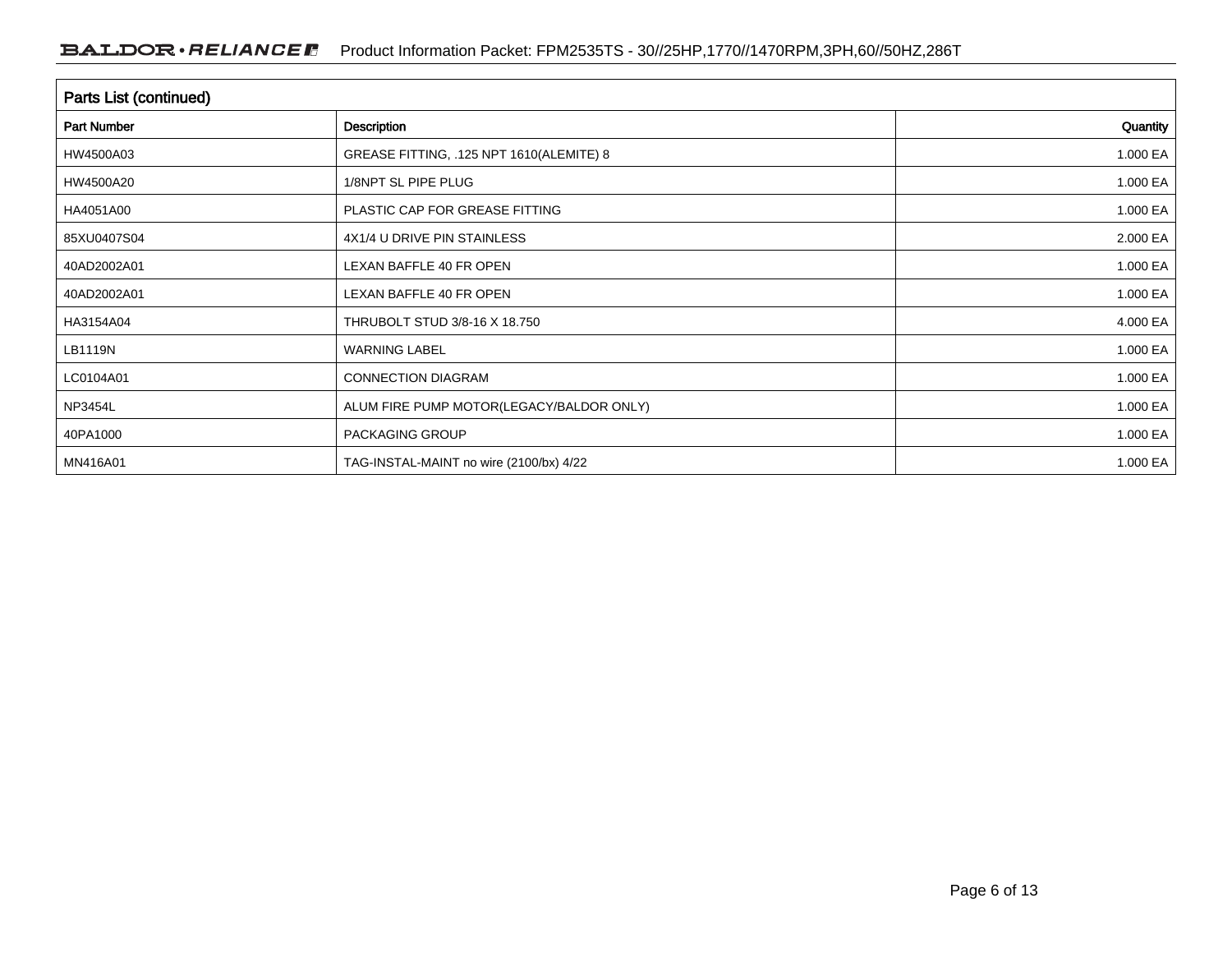## Parts List (continued)

| Part Number | Description | Quantity |
|---|---|---|
| HW4500A03 | GREASE FITTING, .125 NPT 1610(ALEMITE) 8 | 1.000 EA |
| HW4500A20 | 1/8NPT SL PIPE PLUG | 1.000 EA |
| HA4051A00 | PLASTIC CAP FOR GREASE FITTING | 1.000 EA |
| 85XU0407S04 | 4X1/4 U DRIVE PIN STAINLESS | 2.000 EA |
| 40AD2002A01 | LEXAN BAFFLE 40 FR OPEN | 1.000 EA |
| 40AD2002A01 | LEXAN BAFFLE 40 FR OPEN | 1.000 EA |
| HA3154A04 | THRUBOLT STUD 3/8-16 X 18.750 | 4.000 EA |
| LB1119N | WARNING LABEL | 1.000 EA |
| LC0104A01 | CONNECTION DIAGRAM | 1.000 EA |
| NP3454L | ALUM FIRE PUMP MOTOR(LEGACY/BALDOR ONLY) | 1.000 EA |
| 40PA1000 | PACKAGING GROUP | 1.000 EA |
| MN416A01 | TAG-INSTAL-MAINT no wire (2100/bx) 4/22 | 1.000 EA |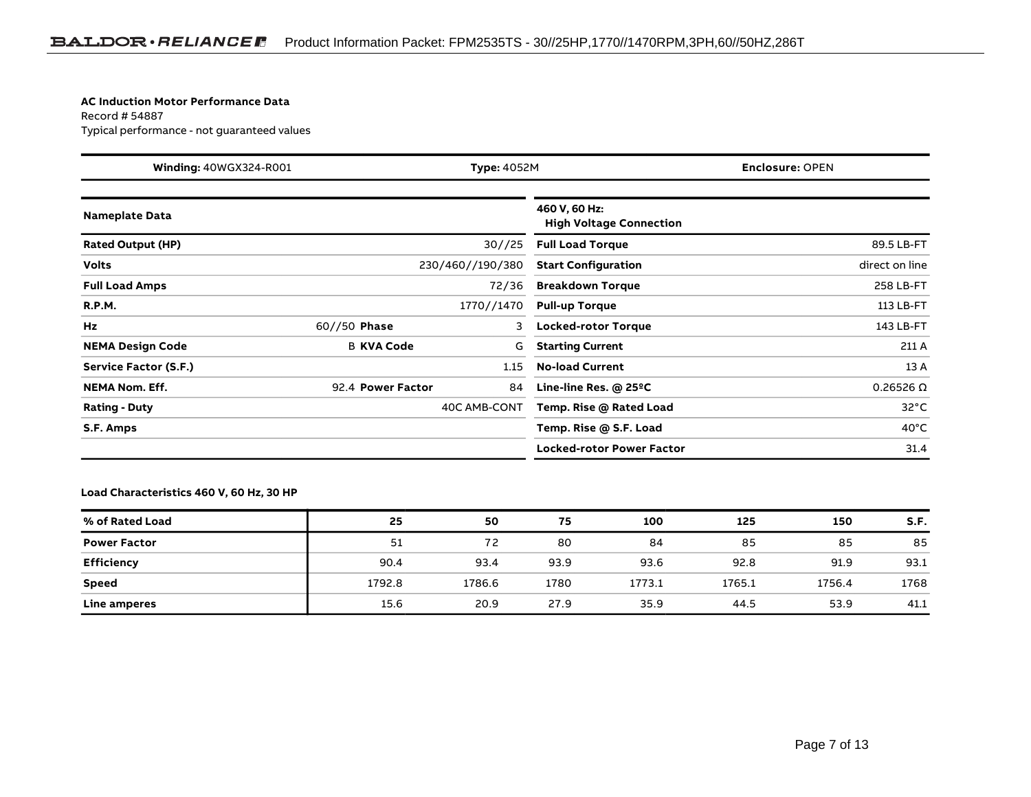**AC Induction Motor Performance Data**
Record # 54887
Typical performance - not guaranteed values

| Winding: 40WGX324-R001 | Type: 4052M | Enclosure: OPEN |
|---|---|---|

| Nameplate Data | | | | 460 V, 60 Hz: High Voltage Connection | |
|---|---|---|---|---|---|
| Rated Output (HP) | | | 30//25 | Full Load Torque | 89.5 LB-FT |
| Volts | | | 230/460//190/380 | Start Configuration | direct on line |
| Full Load Amps | | | 72/36 | Breakdown Torque | 258 LB-FT |
| R.P.M. | | | 1770//1470 | Pull-up Torque | 113 LB-FT |
| Hz | 60//50 | Phase | 3 | Locked-rotor Torque | 143 LB-FT |
| NEMA Design Code | B | KVA Code | G | Starting Current | 211 A |
| Service Factor (S.F.) | | | 1.15 | No-load Current | 13 A |
| NEMA Nom. Eff. | 92.4 | Power Factor | 84 | Line-line Res. @ 25ºC | 0.26526 Ω |
| Rating - Duty | | | 40C AMB-CONT | Temp. Rise @ Rated Load | 32°C |
| S.F. Amps | | | | Temp. Rise @ S.F. Load | 40°C |
| | | | | Locked-rotor Power Factor | 31.4 |

**Load Characteristics 460 V, 60 Hz, 30 HP**

| % of Rated Load | 25 | 50 | 75 | 100 | 125 | 150 | S.F. |
|---|---|---|---|---|---|---|---|
| Power Factor | 51 | 72 | 80 | 84 | 85 | 85 | 85 |
| Efficiency | 90.4 | 93.4 | 93.9 | 93.6 | 92.8 | 91.9 | 93.1 |
| Speed | 1792.8 | 1786.6 | 1780 | 1773.1 | 1765.1 | 1756.4 | 1768 |
| Line amperes | 15.6 | 20.9 | 27.9 | 35.9 | 44.5 | 53.9 | 41.1 |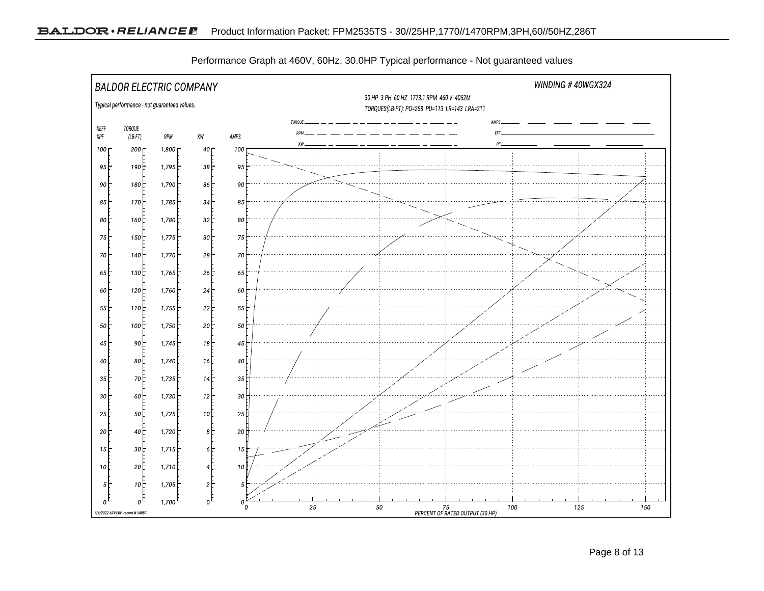Performance Graph at 460V, 60Hz, 30.0HP Typical performance - Not guaranteed values

BALDOR ELECTRIC COMPANY

WINDING # 40WGX324

Typical performance - not guaranteed values.

30 HP 3 PH 60 HZ 1773.1 RPM 460 V 4052M

TORQUES(LB-FT): PO=258 PU=113 LR=143 LRA=211

| %EFF %PF | TORQUE (LB-FT) | RPM | KW | AMPS |
|---|---|---|---|---|
| 100 | 200 | 1,800 | 40 | 100 |
| 95 | 190 | 1,795 | 38 | 95 |
| 90 | 180 | 1,790 | 36 | 90 |
| 85 | 170 | 1,785 | 34 | 85 |
| 80 | 160 | 1,780 | 32 | 80 |
| 75 | 150 | 1,775 | 30 | 75 |
| 70 | 140 | 1,770 | 28 | 70 |
| 65 | 130 | 1,765 | 26 | 65 |
| 60 | 120 | 1,760 | 24 | 60 |
| 55 | 110 | 1,755 | 22 | 55 |
| 50 | 100 | 1,750 | 20 | 50 |
| 45 | 90 | 1,745 | 18 | 45 |
| 40 | 80 | 1,740 | 16 | 40 |
| 35 | 70 | 1,735 | 14 | 35 |
| 30 | 60 | 1,730 | 12 | 30 |
| 25 | 50 | 1,725 | 10 | 25 |
| 20 | 40 | 1,720 | 8 | 20 |
| 15 | 30 | 1,715 | 6 | 15 |
| 10 | 20 | 1,710 | 4 | 10 |
| 5 | 10 | 1,705 | 2 | 5 |
| 0 | 0 | 1,700 | 0 | 0 |

Legend: TORQUE, RPM, KW, AMPS, EFF, PF

PERCENT OF RATED OUTPUT (30 HP): 0, 25, 50, 75, 100, 125, 150

7/4/2022 ACPERF, record # 54887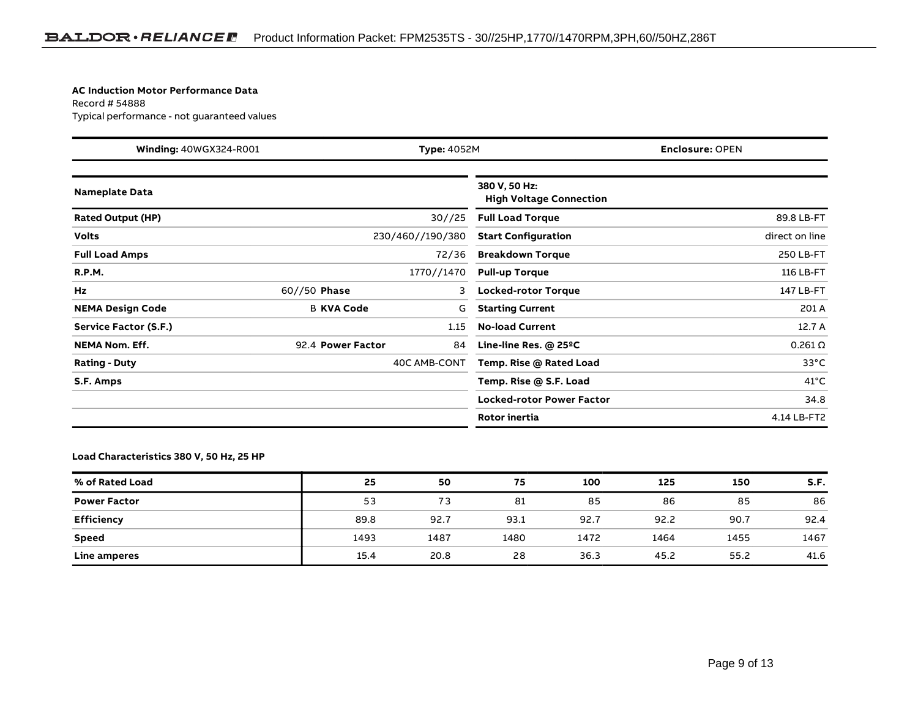**AC Induction Motor Performance Data**
Record # 54888
Typical performance - not guaranteed values

| **Winding:** 40WGX324-R001 | **Type:** 4052M | **Enclosure:** OPEN |
|---|---|---|

| **Nameplate Data** | | | | **380 V, 50 Hz: High Voltage Connection** | |
|---|---|---|---|---|---|
| **Rated Output (HP)** | | | 30//25 | **Full Load Torque** | 89.8 LB-FT |
| **Volts** | | | 230/460//190/380 | **Start Configuration** | direct on line |
| **Full Load Amps** | | | 72/36 | **Breakdown Torque** | 250 LB-FT |
| **R.P.M.** | | | 1770//1470 | **Pull-up Torque** | 116 LB-FT |
| **Hz** | 60//50 | **Phase** | 3 | **Locked-rotor Torque** | 147 LB-FT |
| **NEMA Design Code** | B | **KVA Code** | G | **Starting Current** | 201 A |
| **Service Factor (S.F.)** | | | 1.15 | **No-load Current** | 12.7 A |
| **NEMA Nom. Eff.** | 92.4 | **Power Factor** | 84 | **Line-line Res. @ 25ºC** | 0.261 Ω |
| **Rating - Duty** | | | 40C AMB-CONT | **Temp. Rise @ Rated Load** | 33°C |
| **S.F. Amps** | | | | **Temp. Rise @ S.F. Load** | 41°C |
| | | | | **Locked-rotor Power Factor** | 34.8 |
| | | | | **Rotor inertia** | 4.14 LB-FT2 |

**Load Characteristics 380 V, 50 Hz, 25 HP**

| **% of Rated Load** | **25** | **50** | **75** | **100** | **125** | **150** | **S.F.** |
|---|---|---|---|---|---|---|---|
| **Power Factor** | 53 | 73 | 81 | 85 | 86 | 85 | 86 |
| **Efficiency** | 89.8 | 92.7 | 93.1 | 92.7 | 92.2 | 90.7 | 92.4 |
| **Speed** | 1493 | 1487 | 1480 | 1472 | 1464 | 1455 | 1467 |
| **Line amperes** | 15.4 | 20.8 | 28 | 36.3 | 45.2 | 55.2 | 41.6 |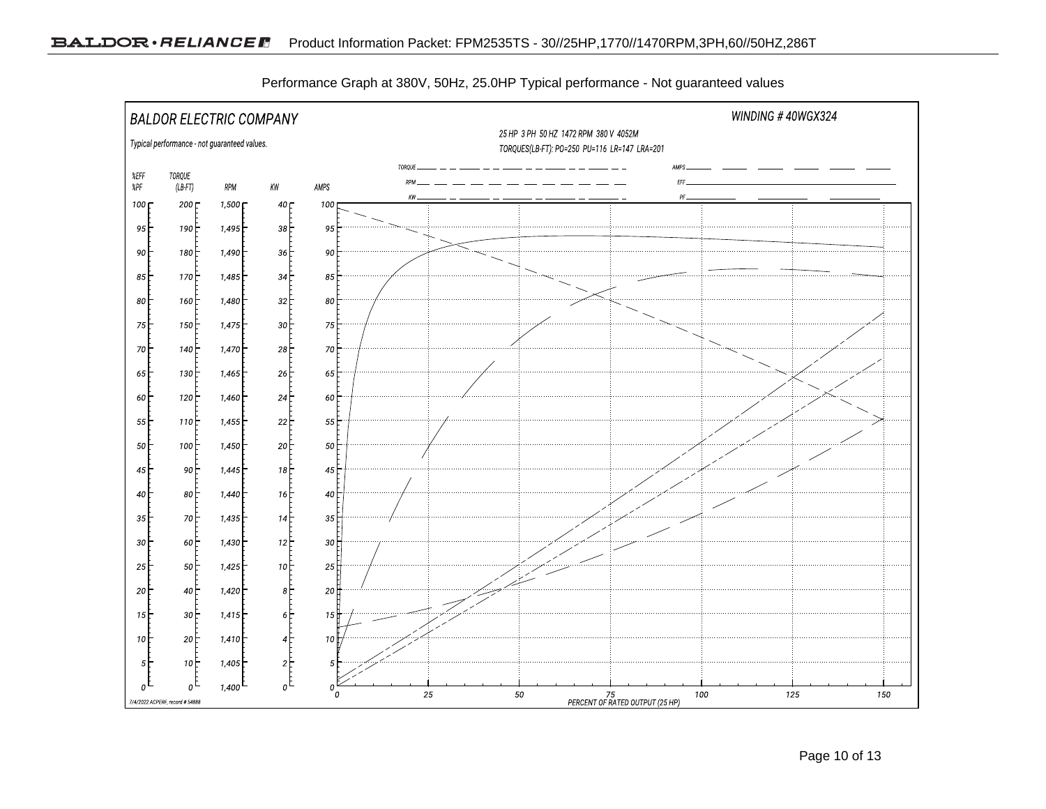Performance Graph at 380V, 50Hz, 25.0HP Typical performance - Not guaranteed values

BALDOR ELECTRIC COMPANY

WINDING # 40WGX324

Typical performance - not guaranteed values.

25 HP 3 PH 50 HZ 1472 RPM 380 V 4052M

TORQUES(LB-FT): PO=250 PU=116 LR=147 LRA=201

Legend: TORQUE, RPM, KW, AMPS, EFF, PF

| %EFF %PF | TORQUE (LB-FT) | RPM | KW | AMPS |
|---|---|---|---|---|
| 100 | 200 | 1,500 | 40 | 100 |
| 95 | 190 | 1,495 | 38 | 95 |
| 90 | 180 | 1,490 | 36 | 90 |
| 85 | 170 | 1,485 | 34 | 85 |
| 80 | 160 | 1,480 | 32 | 80 |
| 75 | 150 | 1,475 | 30 | 75 |
| 70 | 140 | 1,470 | 28 | 70 |
| 65 | 130 | 1,465 | 26 | 65 |
| 60 | 120 | 1,460 | 24 | 60 |
| 55 | 110 | 1,455 | 22 | 55 |
| 50 | 100 | 1,450 | 20 | 50 |
| 45 | 90 | 1,445 | 18 | 45 |
| 40 | 80 | 1,440 | 16 | 40 |
| 35 | 70 | 1,435 | 14 | 35 |
| 30 | 60 | 1,430 | 12 | 30 |
| 25 | 50 | 1,425 | 10 | 25 |
| 20 | 40 | 1,420 | 8 | 20 |
| 15 | 30 | 1,415 | 6 | 15 |
| 10 | 20 | 1,410 | 4 | 10 |
| 5 | 10 | 1,405 | 2 | 5 |
| 0 | 0 | 1,400 | 0 | 0 |

PERCENT OF RATED OUTPUT (25 HP): 0, 25, 50, 75, 100, 125, 150

7/4/2022 ACPERF, record # 54888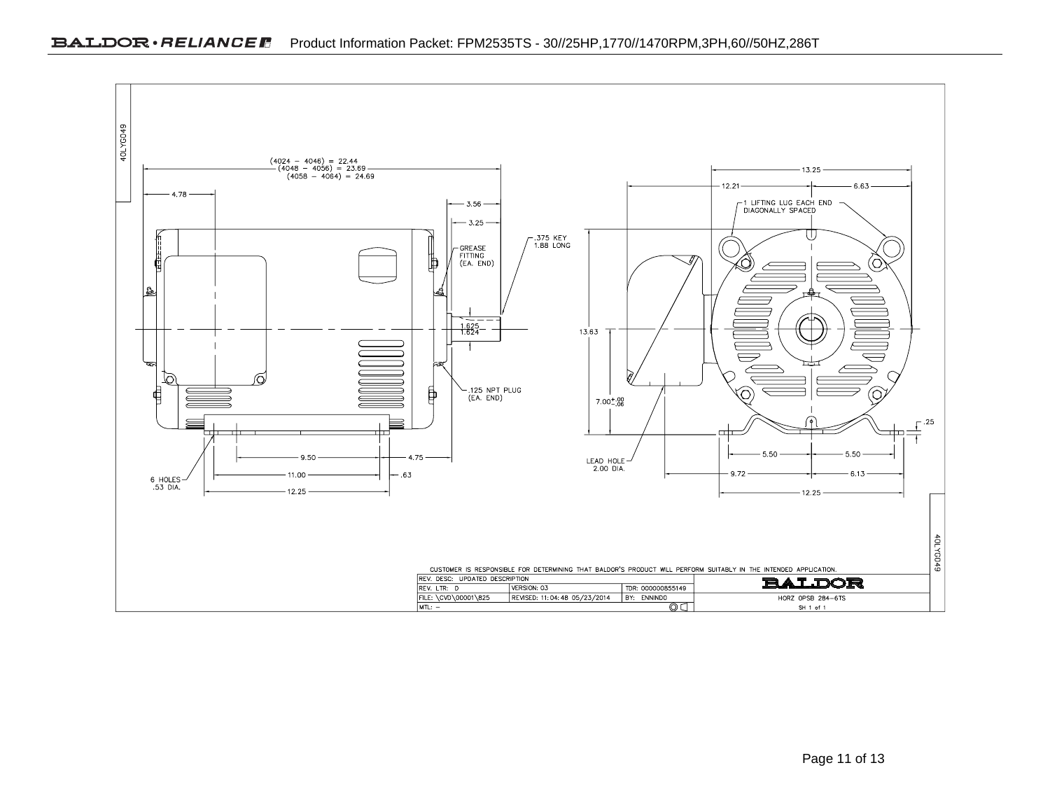40LYG049

(4024 – 4046) = 22.44
(4048 – 4056) = 23.69
(4058 – 4064) = 24.69

4.78

3.56

3.25

.375 KEY
1.88 LONG

GREASE
FITTING
(EA. END)

1.625
1.624

.125 NPT PLUG
(EA. END)

9.50

4.75

11.00

.63

12.25

6 HOLES
.53 DIA.

13.25

12.21

6.63

1 LIFTING LUG EACH END
DIAGONALLY SPACED

13.63

$7.00^{+.00}_{-.06}$

.25

5.50

5.50

LEAD HOLE
2.00 DIA.

9.72

6.13

12.25

40LYG049

CUSTOMER IS RESPONSIBLE FOR DETERMINING THAT BALDOR'S PRODUCT WILL PERFORM SUITABLY IN THE INTENDED APPLICATION.

| REV. DESC: UPDATED DESCRIPTION | | | BALDOR |
|---|---|---|---|
| REV. LTR: D | VERSION: 03 | TDR: 000000855149 | |
| FILE: \CVD\00001\825 | REVISED: 11:04:48 05/23/2014 | BY: ENNINDO | HORZ OPSB 284-6TS |
| MTL: – | | | SH 1 of 1 |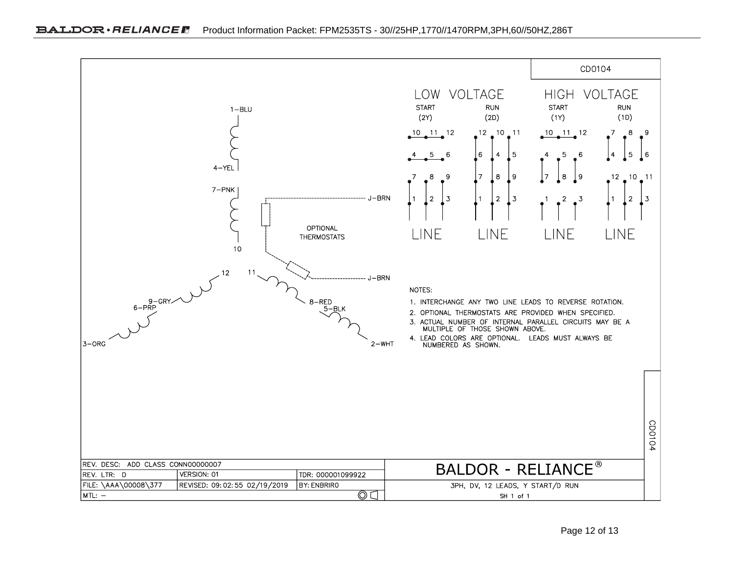CD0104

## LOW VOLTAGE

| START (2Y) | RUN (2D) |
| --- | --- |
| 10 11 12 | 12 10 11 |
| 4 5 6 | 6 4 5 |
| 7 8 9 | 7 8 9 |
| 1 2 3 | 1 2 3 |
| LINE | LINE |

## HIGH VOLTAGE

| START (1Y) | RUN (1D) |
| --- | --- |
| 10 11 12 | 7 8 9 |
| 4 5 6 | 4 5 6 |
| 7 8 9 | 12 10 11 |
| 1 2 3 | 1 2 3 |
| LINE | LINE |

1–BLU, 4–YEL, 7–PNK, 10, 12, 11, 9–GRY, 6–PRP, 3–ORG, 8–RED, 5–BLK, 2–WHT, J–BRN, J–BRN

OPTIONAL THERMOSTATS

NOTES:

1. INTERCHANGE ANY TWO LINE LEADS TO REVERSE ROTATION.
2. OPTIONAL THERMOSTATS ARE PROVIDED WHEN SPECIFIED.
3. ACTUAL NUMBER OF INTERNAL PARALLEL CIRCUITS MAY BE A MULTIPLE OF THOSE SHOWN ABOVE.
4. LEAD COLORS ARE OPTIONAL. LEADS MUST ALWAYS BE NUMBERED AS SHOWN.

| REV. DESC: ADD CLASS CONN00000007 | | | BALDOR - RELIANCE® |
| --- | --- | --- | --- |
| REV. LTR: D | VERSION: 01 | TDR: 000001099922 | |
| FILE: \AAA\00008\377 | REVISED: 09:02:55 02/19/2019 | BY: ENBRIR0 | 3PH, DV, 12 LEADS, Y START/D RUN |
| MTL: – | | | SH 1 of 1 |

CD0104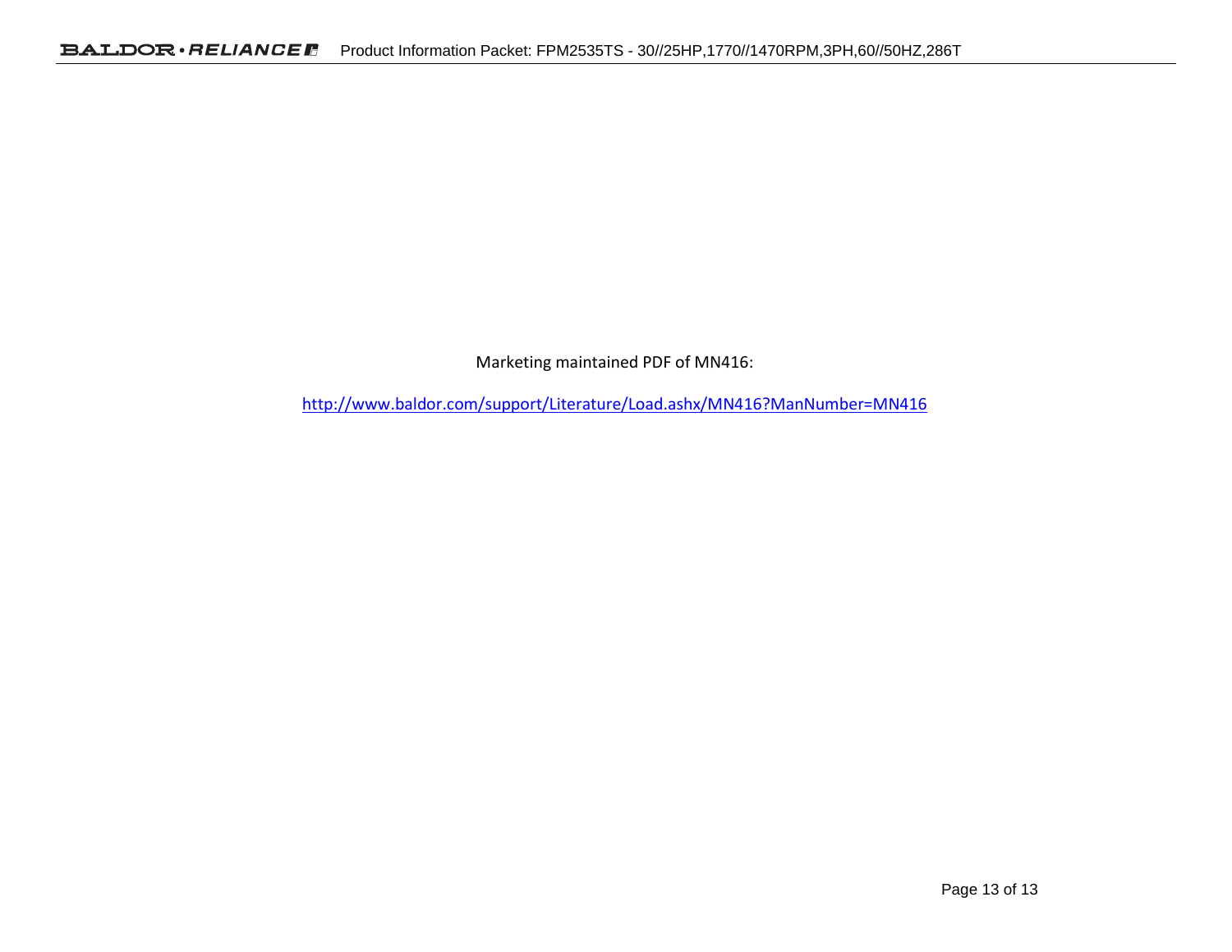Marketing maintained PDF of MN416:

http://www.baldor.com/support/Literature/Load.ashx/MN416?ManNumber=MN416